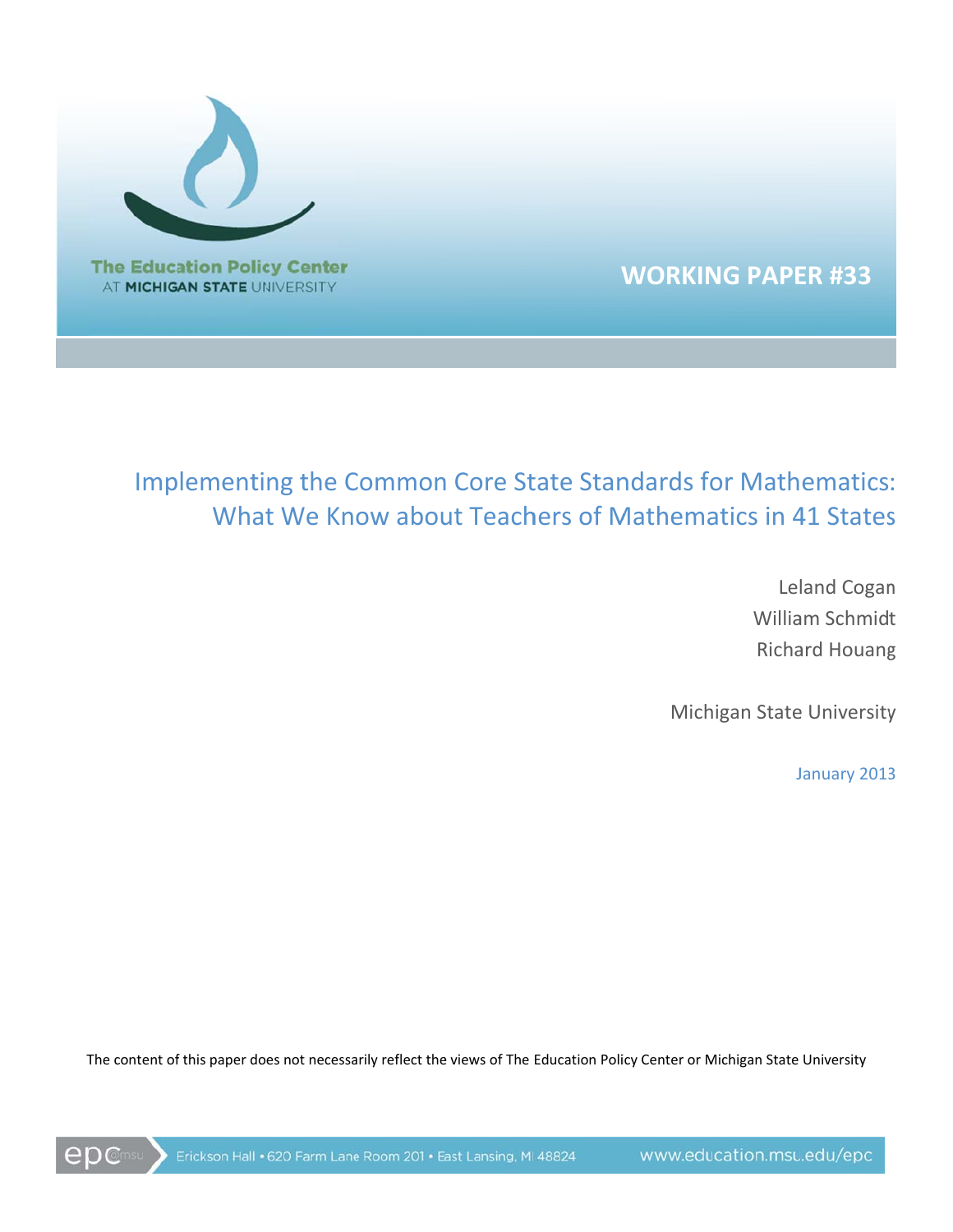The Education Policy Center
AT MICHIGAN STATE UNIVERSITY

**WORKING PAPER #33**

# Implementing the Common Core State Standards for Mathematics: What We Know about Teachers of Mathematics in 41 States

Leland Cogan
William Schmidt
Richard Houang

Michigan State University

January 2013

The content of this paper does not necessarily reflect the views of The Education Policy Center or Michigan State University

epc@msu Erickson Hall • 620 Farm Lane Room 201 • East Lansing, MI 48824 www.education.msu.edu/epc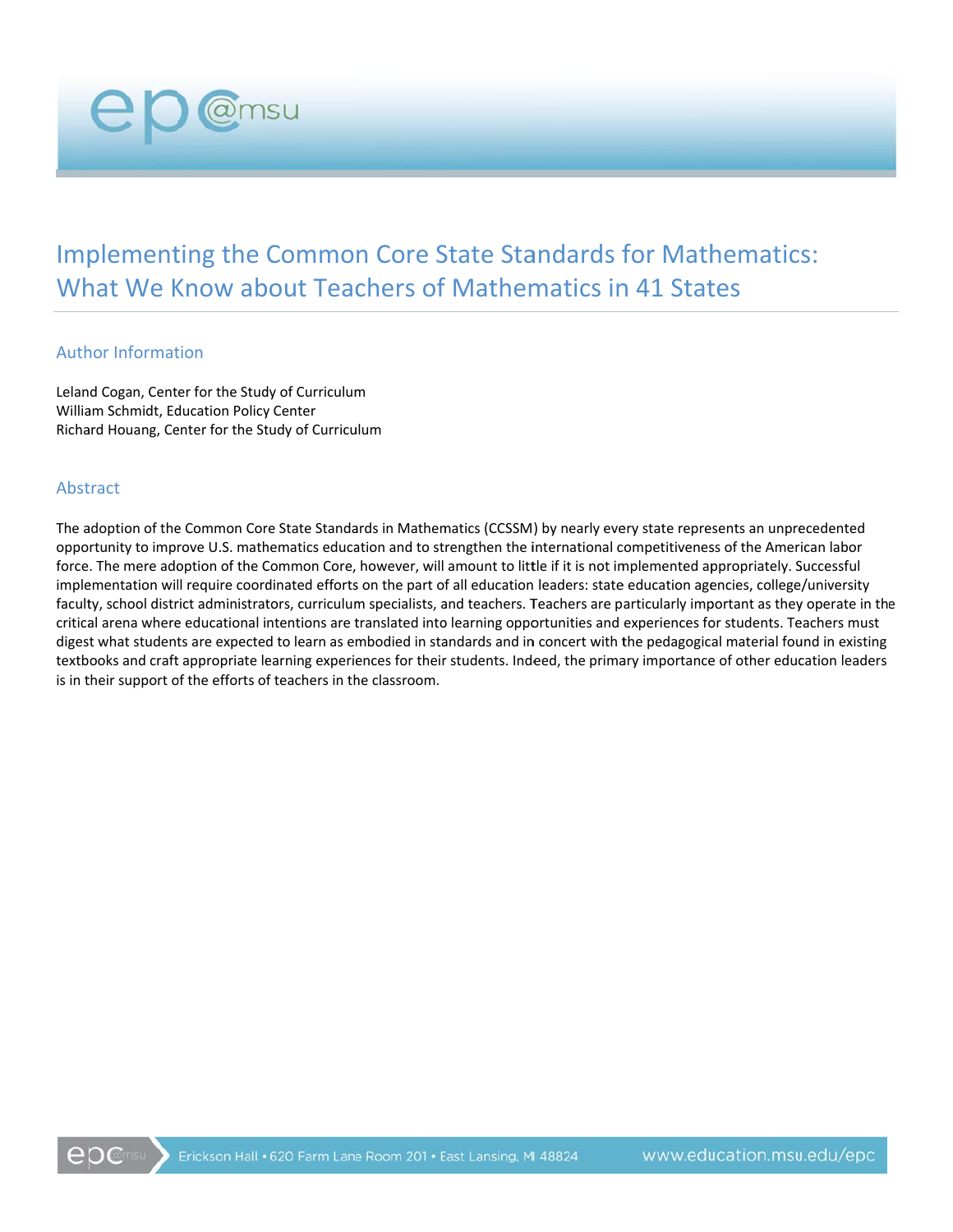# Implementing the Common Core State Standards for Mathematics: What We Know about Teachers of Mathematics in 41 States

## Author Information

Leland Cogan, Center for the Study of Curriculum
William Schmidt, Education Policy Center
Richard Houang, Center for the Study of Curriculum

## Abstract

The adoption of the Common Core State Standards in Mathematics (CCSSM) by nearly every state represents an unprecedented opportunity to improve U.S. mathematics education and to strengthen the international competitiveness of the American labor force. The mere adoption of the Common Core, however, will amount to little if it is not implemented appropriately. Successful implementation will require coordinated efforts on the part of all education leaders: state education agencies, college/university faculty, school district administrators, curriculum specialists, and teachers. Teachers are particularly important as they operate in the critical arena where educational intentions are translated into learning opportunities and experiences for students. Teachers must digest what students are expected to learn as embodied in standards and in concert with the pedagogical material found in existing textbooks and craft appropriate learning experiences for their students. Indeed, the primary importance of other education leaders is in their support of the efforts of teachers in the classroom.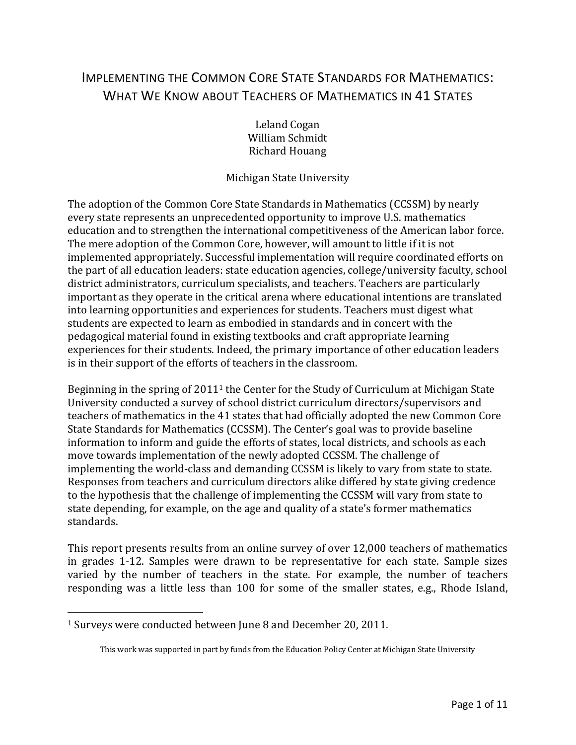# Implementing the Common Core State Standards for Mathematics: What We Know about Teachers of Mathematics in 41 States

Leland Cogan
William Schmidt
Richard Houang

Michigan State University

The adoption of the Common Core State Standards in Mathematics (CCSSM) by nearly every state represents an unprecedented opportunity to improve U.S. mathematics education and to strengthen the international competitiveness of the American labor force. The mere adoption of the Common Core, however, will amount to little if it is not implemented appropriately. Successful implementation will require coordinated efforts on the part of all education leaders: state education agencies, college/university faculty, school district administrators, curriculum specialists, and teachers. Teachers are particularly important as they operate in the critical arena where educational intentions are translated into learning opportunities and experiences for students. Teachers must digest what students are expected to learn as embodied in standards and in concert with the pedagogical material found in existing textbooks and craft appropriate learning experiences for their students. Indeed, the primary importance of other education leaders is in their support of the efforts of teachers in the classroom.

Beginning in the spring of 2011[1] the Center for the Study of Curriculum at Michigan State University conducted a survey of school district curriculum directors/supervisors and teachers of mathematics in the 41 states that had officially adopted the new Common Core State Standards for Mathematics (CCSSM). The Center's goal was to provide baseline information to inform and guide the efforts of states, local districts, and schools as each move towards implementation of the newly adopted CCSSM. The challenge of implementing the world-class and demanding CCSSM is likely to vary from state to state. Responses from teachers and curriculum directors alike differed by state giving credence to the hypothesis that the challenge of implementing the CCSSM will vary from state to state depending, for example, on the age and quality of a state's former mathematics standards.

This report presents results from an online survey of over 12,000 teachers of mathematics in grades 1-12. Samples were drawn to be representative for each state. Sample sizes varied by the number of teachers in the state. For example, the number of teachers responding was a little less than 100 for some of the smaller states, e.g., Rhode Island,

---

[1] Surveys were conducted between June 8 and December 20, 2011.

This work was supported in part by funds from the Education Policy Center at Michigan State University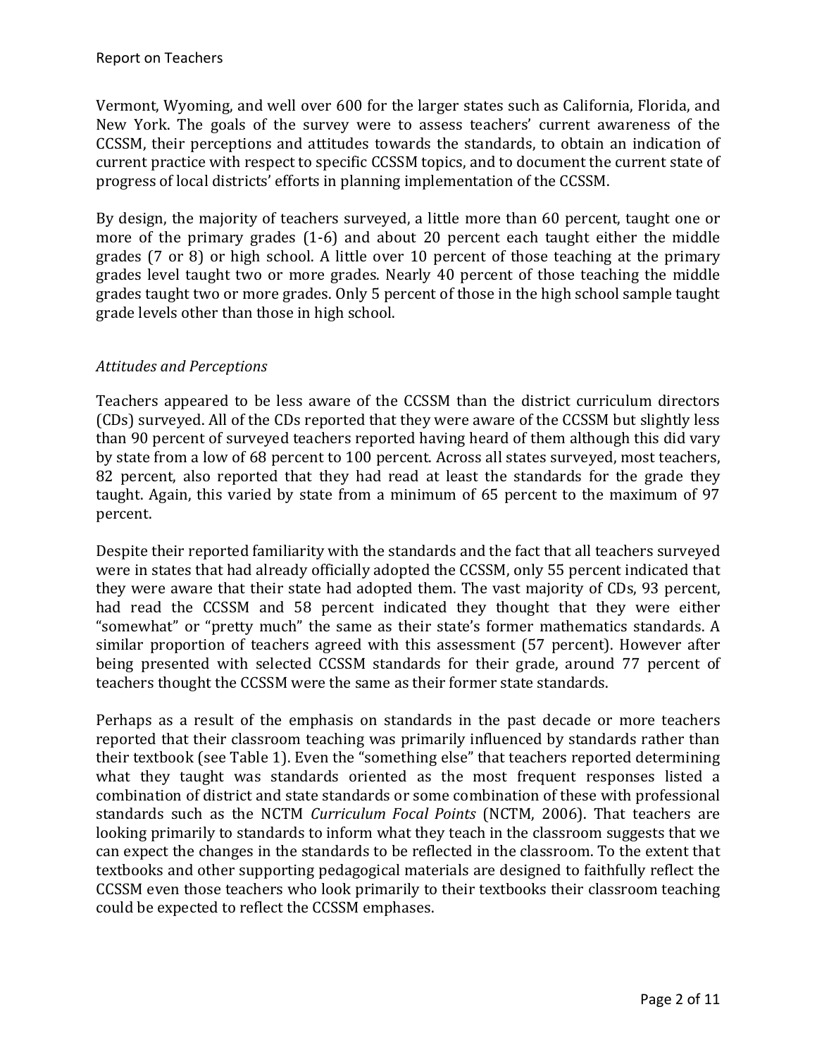Vermont, Wyoming, and well over 600 for the larger states such as California, Florida, and New York. The goals of the survey were to assess teachers' current awareness of the CCSSM, their perceptions and attitudes towards the standards, to obtain an indication of current practice with respect to specific CCSSM topics, and to document the current state of progress of local districts' efforts in planning implementation of the CCSSM.

By design, the majority of teachers surveyed, a little more than 60 percent, taught one or more of the primary grades (1-6) and about 20 percent each taught either the middle grades (7 or 8) or high school. A little over 10 percent of those teaching at the primary grades level taught two or more grades. Nearly 40 percent of those teaching the middle grades taught two or more grades. Only 5 percent of those in the high school sample taught grade levels other than those in high school.

### *Attitudes and Perceptions*

Teachers appeared to be less aware of the CCSSM than the district curriculum directors (CDs) surveyed. All of the CDs reported that they were aware of the CCSSM but slightly less than 90 percent of surveyed teachers reported having heard of them although this did vary by state from a low of 68 percent to 100 percent. Across all states surveyed, most teachers, 82 percent, also reported that they had read at least the standards for the grade they taught. Again, this varied by state from a minimum of 65 percent to the maximum of 97 percent.

Despite their reported familiarity with the standards and the fact that all teachers surveyed were in states that had already officially adopted the CCSSM, only 55 percent indicated that they were aware that their state had adopted them. The vast majority of CDs, 93 percent, had read the CCSSM and 58 percent indicated they thought that they were either "somewhat" or "pretty much" the same as their state's former mathematics standards. A similar proportion of teachers agreed with this assessment (57 percent). However after being presented with selected CCSSM standards for their grade, around 77 percent of teachers thought the CCSSM were the same as their former state standards.

Perhaps as a result of the emphasis on standards in the past decade or more teachers reported that their classroom teaching was primarily influenced by standards rather than their textbook (see Table 1). Even the "something else" that teachers reported determining what they taught was standards oriented as the most frequent responses listed a combination of district and state standards or some combination of these with professional standards such as the NCTM *Curriculum Focal Points* (NCTM, 2006). That teachers are looking primarily to standards to inform what they teach in the classroom suggests that we can expect the changes in the standards to be reflected in the classroom. To the extent that textbooks and other supporting pedagogical materials are designed to faithfully reflect the CCSSM even those teachers who look primarily to their textbooks their classroom teaching could be expected to reflect the CCSSM emphases.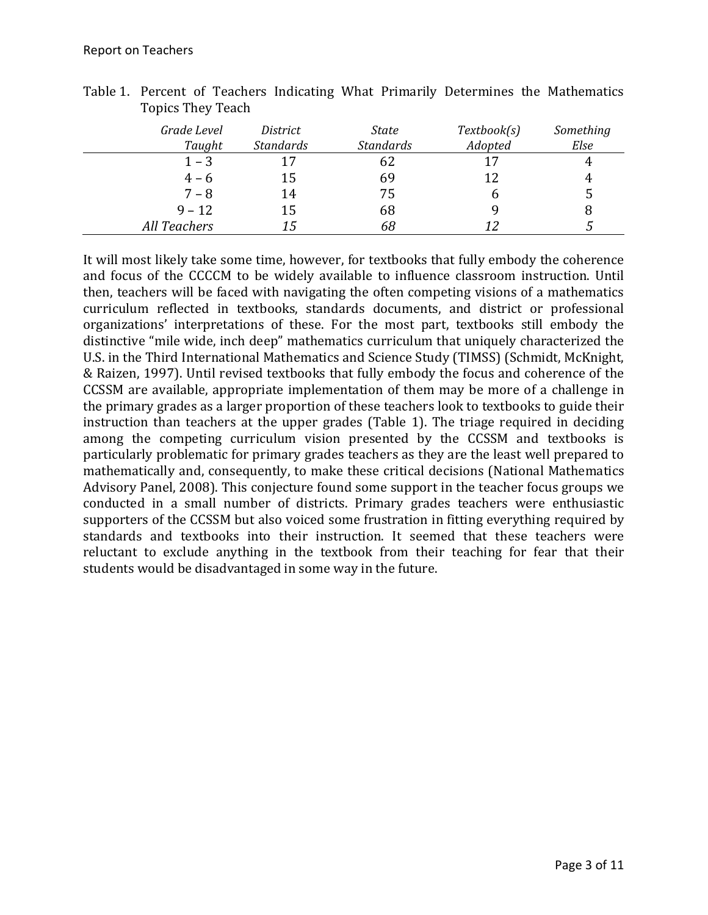Table 1. Percent of Teachers Indicating What Primarily Determines the Mathematics Topics They Teach

| *Grade Level Taught* | *District Standards* | *State Standards* | *Textbook(s) Adopted* | *Something Else* |
|---|---|---|---|---|
| 1 – 3 | 17 | 62 | 17 | 4 |
| 4 – 6 | 15 | 69 | 12 | 4 |
| 7 – 8 | 14 | 75 | 6 | 5 |
| 9 – 12 | 15 | 68 | 9 | 8 |
| *All Teachers* | *15* | *68* | *12* | *5* |

It will most likely take some time, however, for textbooks that fully embody the coherence and focus of the CCCCM to be widely available to influence classroom instruction. Until then, teachers will be faced with navigating the often competing visions of a mathematics curriculum reflected in textbooks, standards documents, and district or professional organizations' interpretations of these. For the most part, textbooks still embody the distinctive "mile wide, inch deep" mathematics curriculum that uniquely characterized the U.S. in the Third International Mathematics and Science Study (TIMSS) (Schmidt, McKnight, & Raizen, 1997). Until revised textbooks that fully embody the focus and coherence of the CCSSM are available, appropriate implementation of them may be more of a challenge in the primary grades as a larger proportion of these teachers look to textbooks to guide their instruction than teachers at the upper grades (Table 1). The triage required in deciding among the competing curriculum vision presented by the CCSSM and textbooks is particularly problematic for primary grades teachers as they are the least well prepared to mathematically and, consequently, to make these critical decisions (National Mathematics Advisory Panel, 2008). This conjecture found some support in the teacher focus groups we conducted in a small number of districts. Primary grades teachers were enthusiastic supporters of the CCSSM but also voiced some frustration in fitting everything required by standards and textbooks into their instruction. It seemed that these teachers were reluctant to exclude anything in the textbook from their teaching for fear that their students would be disadvantaged in some way in the future.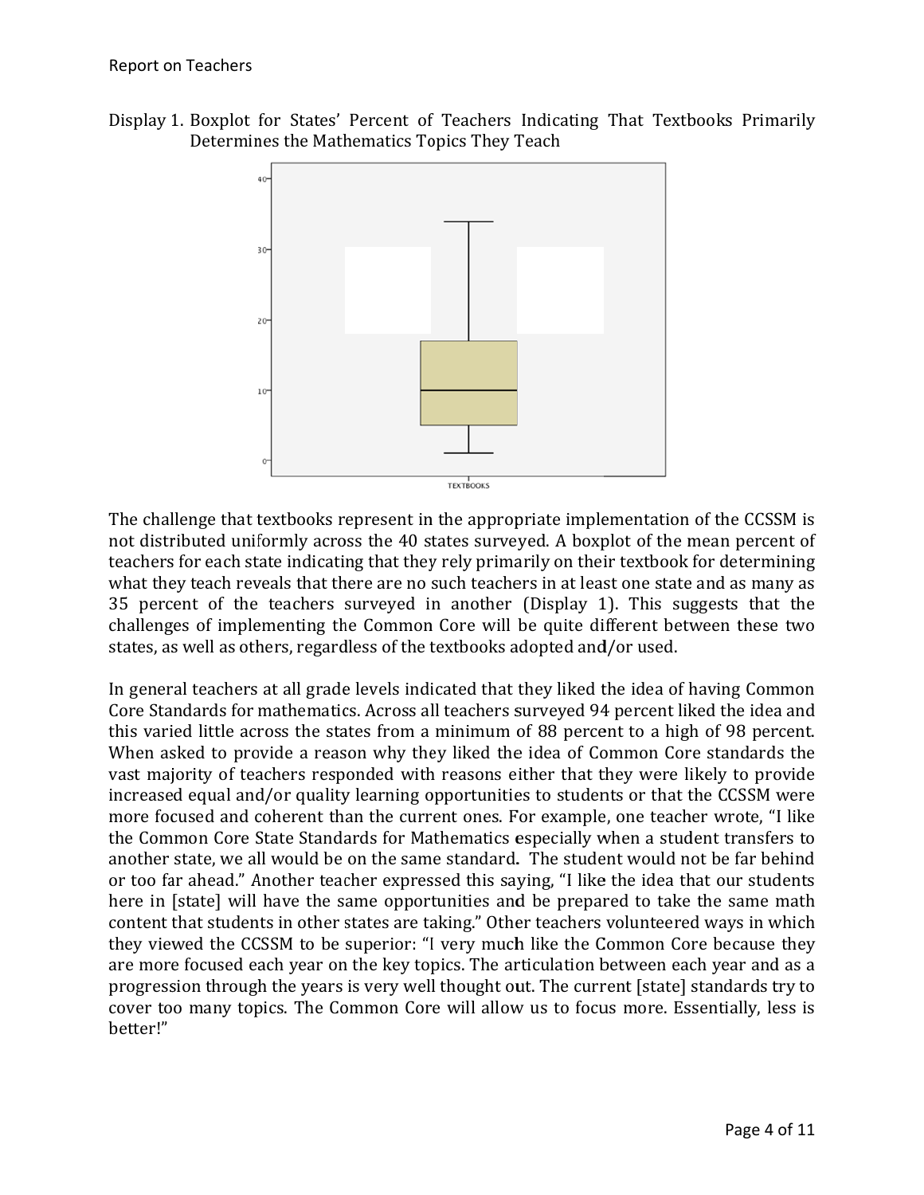Display 1. Boxplot for States' Percent of Teachers Indicating That Textbooks Primarily Determines the Mathematics Topics They Teach

The challenge that textbooks represent in the appropriate implementation of the CCSSM is not distributed uniformly across the 40 states surveyed. A boxplot of the mean percent of teachers for each state indicating that they rely primarily on their textbook for determining what they teach reveals that there are no such teachers in at least one state and as many as 35 percent of the teachers surveyed in another (Display 1). This suggests that the challenges of implementing the Common Core will be quite different between these two states, as well as others, regardless of the textbooks adopted and/or used.

In general teachers at all grade levels indicated that they liked the idea of having Common Core Standards for mathematics. Across all teachers surveyed 94 percent liked the idea and this varied little across the states from a minimum of 88 percent to a high of 98 percent. When asked to provide a reason why they liked the idea of Common Core standards the vast majority of teachers responded with reasons either that they were likely to provide increased equal and/or quality learning opportunities to students or that the CCSSM were more focused and coherent than the current ones. For example, one teacher wrote, "I like the Common Core State Standards for Mathematics especially when a student transfers to another state, we all would be on the same standard. The student would not be far behind or too far ahead." Another teacher expressed this saying, "I like the idea that our students here in [state] will have the same opportunities and be prepared to take the same math content that students in other states are taking." Other teachers volunteered ways in which they viewed the CCSSM to be superior: "I very much like the Common Core because they are more focused each year on the key topics. The articulation between each year and as a progression through the years is very well thought out. The current [state] standards try to cover too many topics. The Common Core will allow us to focus more. Essentially, less is better!"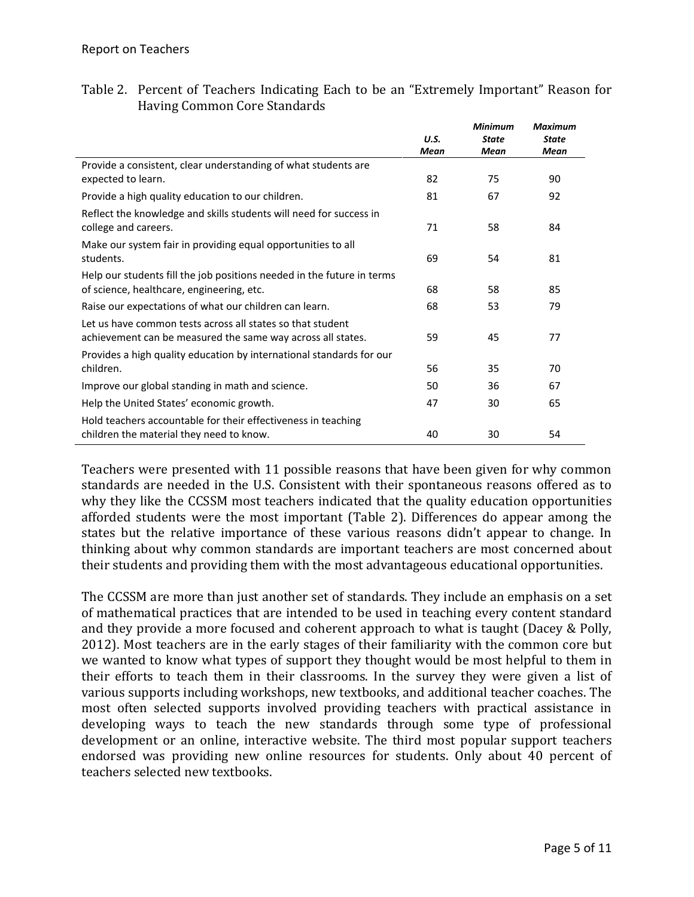Table 2. Percent of Teachers Indicating Each to be an "Extremely Important" Reason for Having Common Core Standards

| | *U.S. Mean* | *Minimum State Mean* | *Maximum State Mean* |
|---|---|---|---|
| Provide a consistent, clear understanding of what students are expected to learn. | 82 | 75 | 90 |
| Provide a high quality education to our children. | 81 | 67 | 92 |
| Reflect the knowledge and skills students will need for success in college and careers. | 71 | 58 | 84 |
| Make our system fair in providing equal opportunities to all students. | 69 | 54 | 81 |
| Help our students fill the job positions needed in the future in terms of science, healthcare, engineering, etc. | 68 | 58 | 85 |
| Raise our expectations of what our children can learn. | 68 | 53 | 79 |
| Let us have common tests across all states so that student achievement can be measured the same way across all states. | 59 | 45 | 77 |
| Provides a high quality education by international standards for our children. | 56 | 35 | 70 |
| Improve our global standing in math and science. | 50 | 36 | 67 |
| Help the United States' economic growth. | 47 | 30 | 65 |
| Hold teachers accountable for their effectiveness in teaching children the material they need to know. | 40 | 30 | 54 |

Teachers were presented with 11 possible reasons that have been given for why common standards are needed in the U.S. Consistent with their spontaneous reasons offered as to why they like the CCSSM most teachers indicated that the quality education opportunities afforded students were the most important (Table 2). Differences do appear among the states but the relative importance of these various reasons didn't appear to change. In thinking about why common standards are important teachers are most concerned about their students and providing them with the most advantageous educational opportunities.

The CCSSM are more than just another set of standards. They include an emphasis on a set of mathematical practices that are intended to be used in teaching every content standard and they provide a more focused and coherent approach to what is taught (Dacey & Polly, 2012). Most teachers are in the early stages of their familiarity with the common core but we wanted to know what types of support they thought would be most helpful to them in their efforts to teach them in their classrooms. In the survey they were given a list of various supports including workshops, new textbooks, and additional teacher coaches. The most often selected supports involved providing teachers with practical assistance in developing ways to teach the new standards through some type of professional development or an online, interactive website. The third most popular support teachers endorsed was providing new online resources for students. Only about 40 percent of teachers selected new textbooks.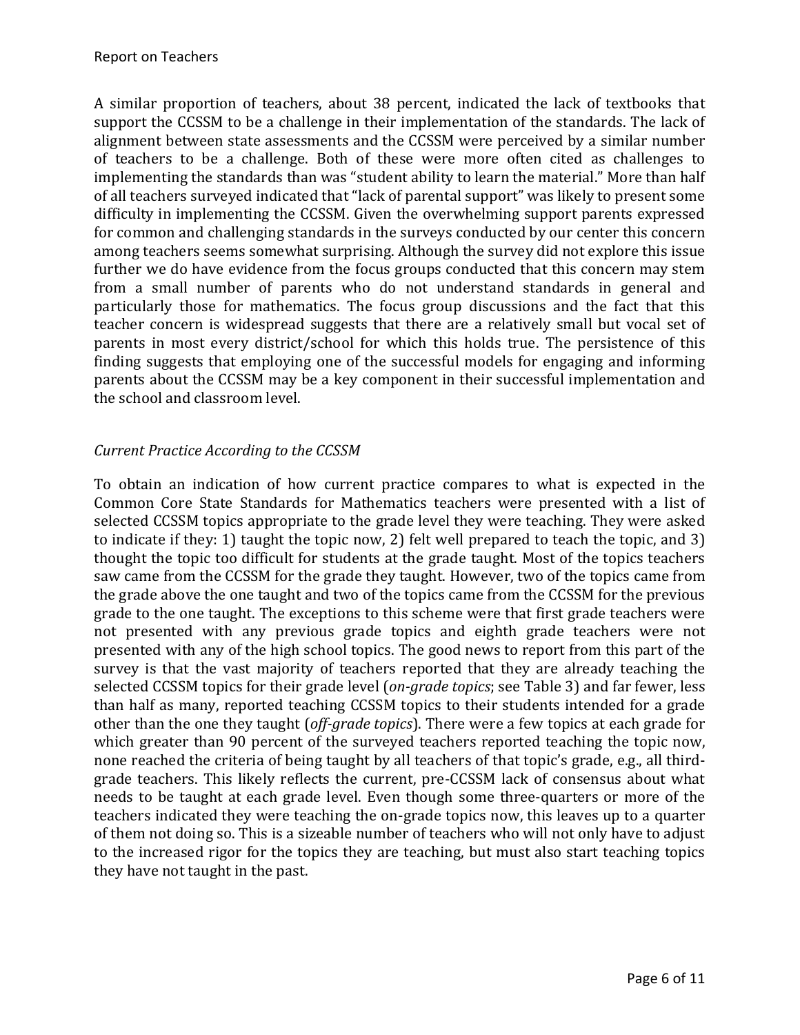A similar proportion of teachers, about 38 percent, indicated the lack of textbooks that support the CCSSM to be a challenge in their implementation of the standards. The lack of alignment between state assessments and the CCSSM were perceived by a similar number of teachers to be a challenge. Both of these were more often cited as challenges to implementing the standards than was "student ability to learn the material." More than half of all teachers surveyed indicated that "lack of parental support" was likely to present some difficulty in implementing the CCSSM. Given the overwhelming support parents expressed for common and challenging standards in the surveys conducted by our center this concern among teachers seems somewhat surprising. Although the survey did not explore this issue further we do have evidence from the focus groups conducted that this concern may stem from a small number of parents who do not understand standards in general and particularly those for mathematics. The focus group discussions and the fact that this teacher concern is widespread suggests that there are a relatively small but vocal set of parents in most every district/school for which this holds true. The persistence of this finding suggests that employing one of the successful models for engaging and informing parents about the CCSSM may be a key component in their successful implementation and the school and classroom level.

*Current Practice According to the CCSSM*

To obtain an indication of how current practice compares to what is expected in the Common Core State Standards for Mathematics teachers were presented with a list of selected CCSSM topics appropriate to the grade level they were teaching. They were asked to indicate if they: 1) taught the topic now, 2) felt well prepared to teach the topic, and 3) thought the topic too difficult for students at the grade taught. Most of the topics teachers saw came from the CCSSM for the grade they taught. However, two of the topics came from the grade above the one taught and two of the topics came from the CCSSM for the previous grade to the one taught. The exceptions to this scheme were that first grade teachers were not presented with any previous grade topics and eighth grade teachers were not presented with any of the high school topics. The good news to report from this part of the survey is that the vast majority of teachers reported that they are already teaching the selected CCSSM topics for their grade level (*on-grade topics*; see Table 3) and far fewer, less than half as many, reported teaching CCSSM topics to their students intended for a grade other than the one they taught (*off-grade topics*). There were a few topics at each grade for which greater than 90 percent of the surveyed teachers reported teaching the topic now, none reached the criteria of being taught by all teachers of that topic's grade, e.g., all third-grade teachers. This likely reflects the current, pre-CCSSM lack of consensus about what needs to be taught at each grade level. Even though some three-quarters or more of the teachers indicated they were teaching the on-grade topics now, this leaves up to a quarter of them not doing so. This is a sizeable number of teachers who will not only have to adjust to the increased rigor for the topics they are teaching, but must also start teaching topics they have not taught in the past.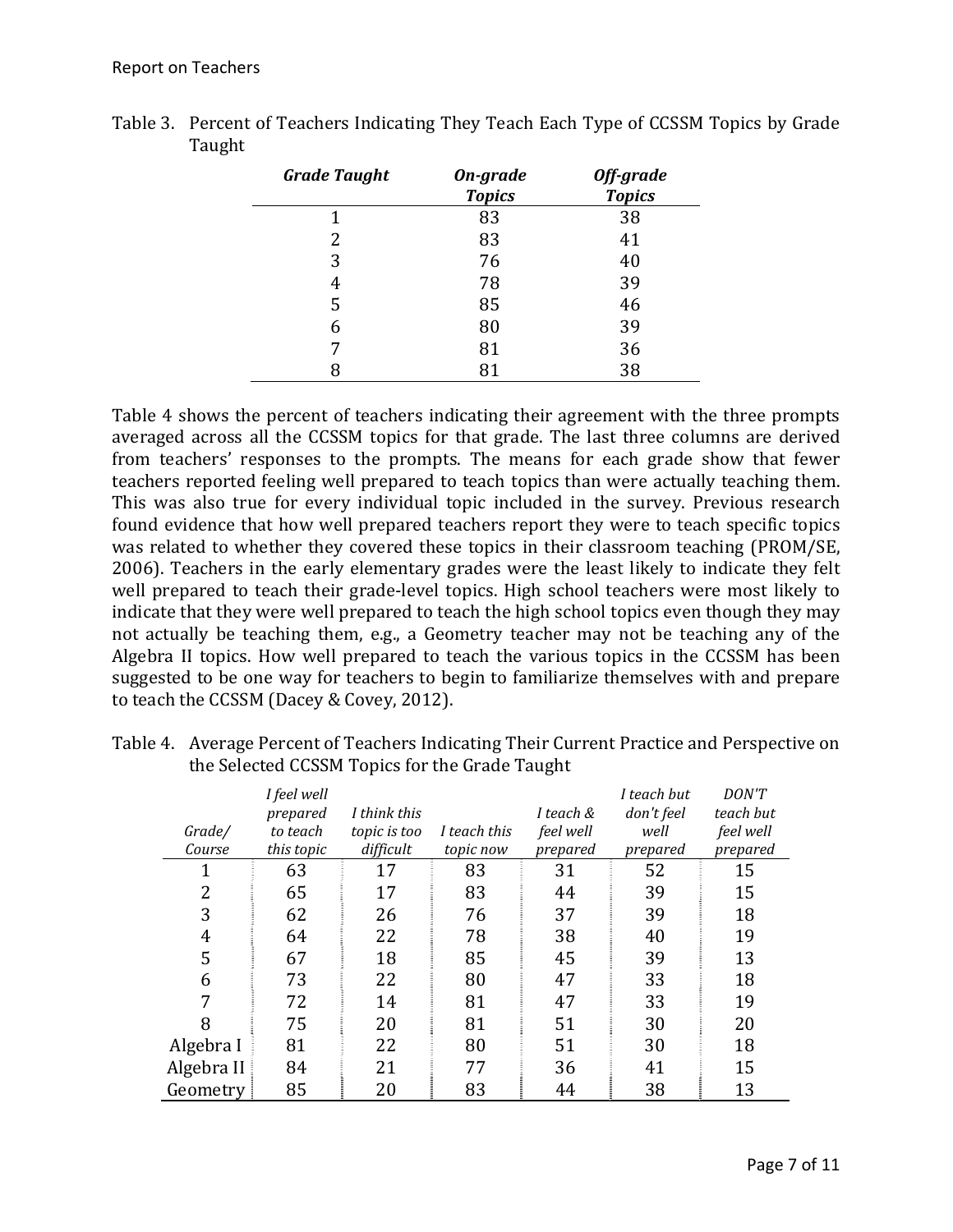Table 3. Percent of Teachers Indicating They Teach Each Type of CCSSM Topics by Grade Taught

| *Grade Taught* | *On-grade Topics* | *Off-grade Topics* |
|---|---|---|
| 1 | 83 | 38 |
| 2 | 83 | 41 |
| 3 | 76 | 40 |
| 4 | 78 | 39 |
| 5 | 85 | 46 |
| 6 | 80 | 39 |
| 7 | 81 | 36 |
| 8 | 81 | 38 |

Table 4 shows the percent of teachers indicating their agreement with the three prompts averaged across all the CCSSM topics for that grade. The last three columns are derived from teachers' responses to the prompts. The means for each grade show that fewer teachers reported feeling well prepared to teach topics than were actually teaching them. This was also true for every individual topic included in the survey. Previous research found evidence that how well prepared teachers report they were to teach specific topics was related to whether they covered these topics in their classroom teaching (PROM/SE, 2006). Teachers in the early elementary grades were the least likely to indicate they felt well prepared to teach their grade-level topics. High school teachers were most likely to indicate that they were well prepared to teach the high school topics even though they may not actually be teaching them, e.g., a Geometry teacher may not be teaching any of the Algebra II topics. How well prepared to teach the various topics in the CCSSM has been suggested to be one way for teachers to begin to familiarize themselves with and prepare to teach the CCSSM (Dacey & Covey, 2012).

Table 4. Average Percent of Teachers Indicating Their Current Practice and Perspective on the Selected CCSSM Topics for the Grade Taught

| *Grade/ Course* | *I feel well prepared to teach this topic* | *I think this topic is too difficult* | *I teach this topic now* | *I teach & feel well prepared* | *I teach but don't feel well prepared* | *DON'T teach but feel well prepared* |
|---|---|---|---|---|---|---|
| 1 | 63 | 17 | 83 | 31 | 52 | 15 |
| 2 | 65 | 17 | 83 | 44 | 39 | 15 |
| 3 | 62 | 26 | 76 | 37 | 39 | 18 |
| 4 | 64 | 22 | 78 | 38 | 40 | 19 |
| 5 | 67 | 18 | 85 | 45 | 39 | 13 |
| 6 | 73 | 22 | 80 | 47 | 33 | 18 |
| 7 | 72 | 14 | 81 | 47 | 33 | 19 |
| 8 | 75 | 20 | 81 | 51 | 30 | 20 |
| Algebra I | 81 | 22 | 80 | 51 | 30 | 18 |
| Algebra II | 84 | 21 | 77 | 36 | 41 | 15 |
| Geometry | 85 | 20 | 83 | 44 | 38 | 13 |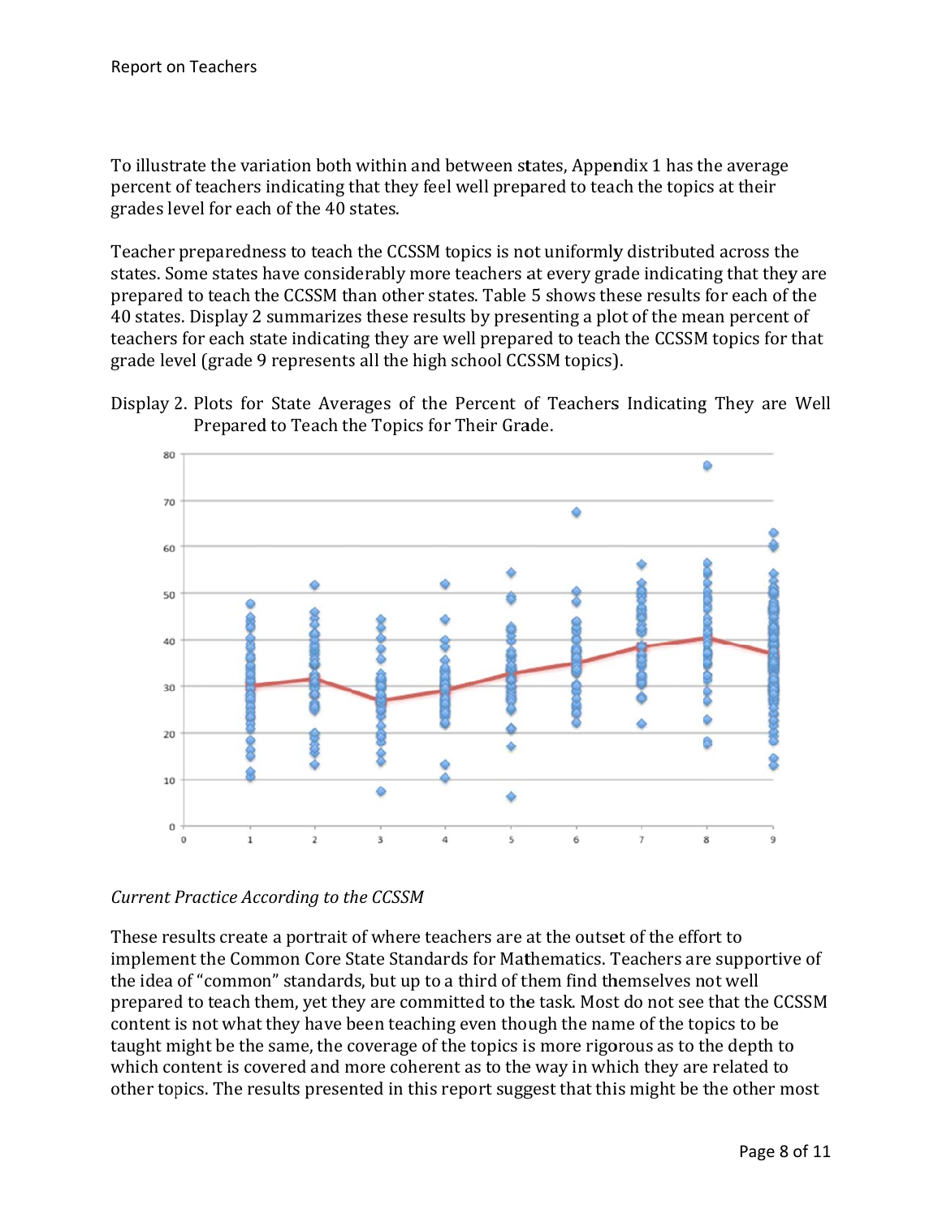To illustrate the variation both within and between states, Appendix 1 has the average percent of teachers indicating that they feel well prepared to teach the topics at their grades level for each of the 40 states.

Teacher preparedness to teach the CCSSM topics is not uniformly distributed across the states. Some states have considerably more teachers at every grade indicating that they are prepared to teach the CCSSM than other states. Table 5 shows these results for each of the 40 states. Display 2 summarizes these results by presenting a plot of the mean percent of teachers for each state indicating they are well prepared to teach the CCSSM topics for that grade level (grade 9 represents all the high school CCSSM topics).

Display 2. Plots for State Averages of the Percent of Teachers Indicating They are Well Prepared to Teach the Topics for Their Grade.

*Current Practice According to the CCSSM*

These results create a portrait of where teachers are at the outset of the effort to implement the Common Core State Standards for Mathematics. Teachers are supportive of the idea of "common" standards, but up to a third of them find themselves not well prepared to teach them, yet they are committed to the task. Most do not see that the CCSSM content is not what they have been teaching even though the name of the topics to be taught might be the same, the coverage of the topics is more rigorous as to the depth to which content is covered and more coherent as to the way in which they are related to other topics. The results presented in this report suggest that this might be the other most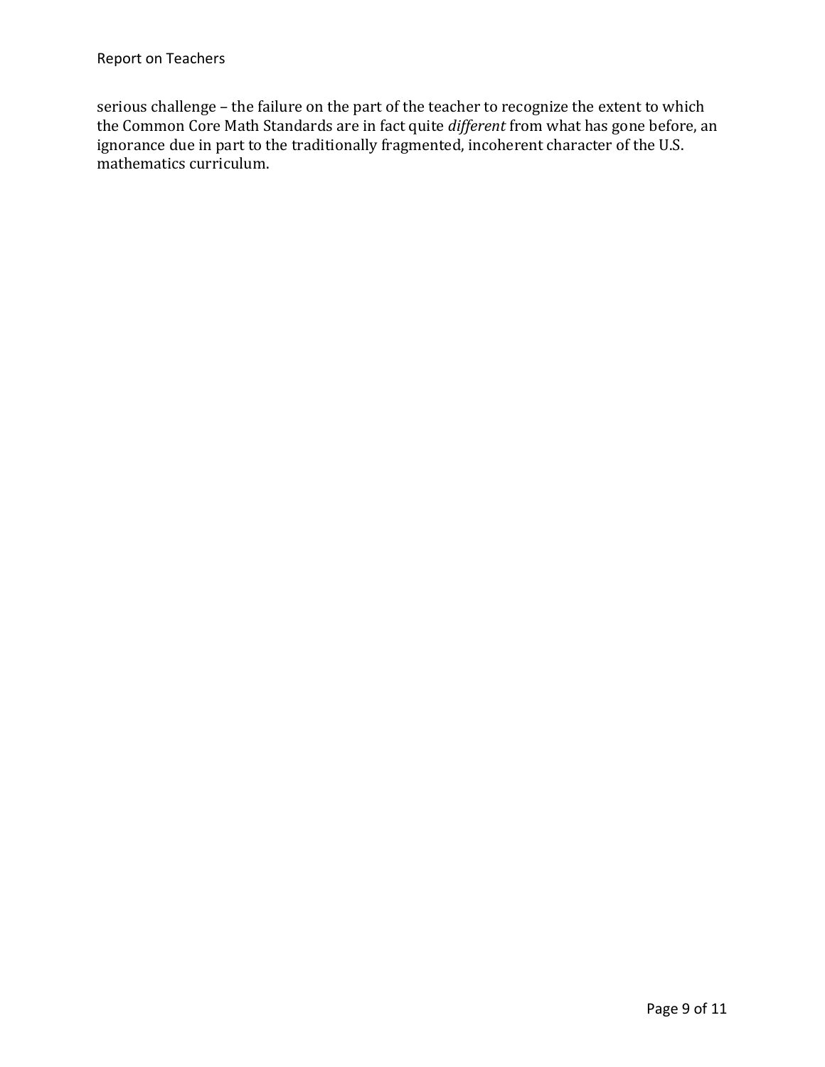serious challenge – the failure on the part of the teacher to recognize the extent to which the Common Core Math Standards are in fact quite *different* from what has gone before, an ignorance due in part to the traditionally fragmented, incoherent character of the U.S. mathematics curriculum.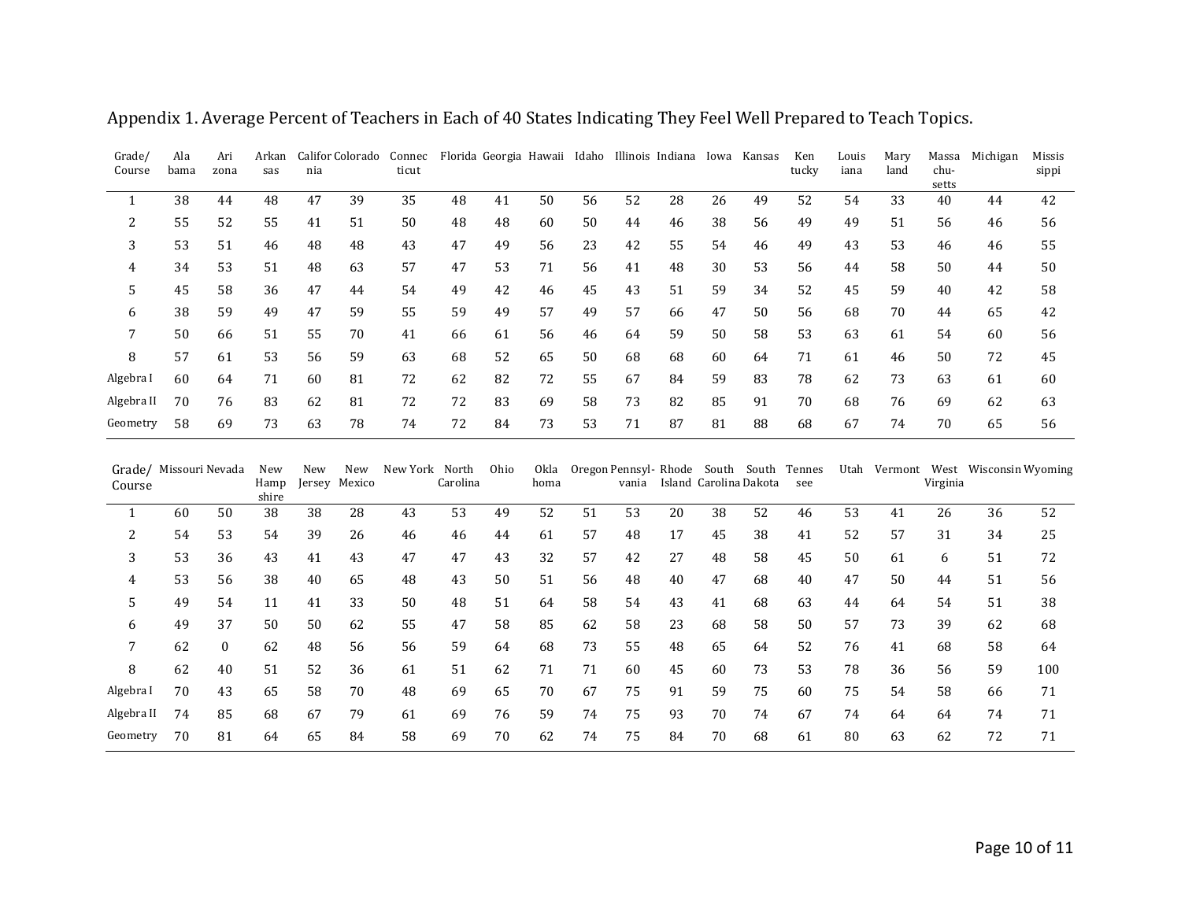Appendix 1. Average Percent of Teachers in Each of 40 States Indicating They Feel Well Prepared to Teach Topics.

| Grade/ Course | Alabama | Arizona | Arkansas | California | Colorado | Connecticut | Florida | Georgia | Hawaii | Idaho | Illinois | Indiana | Iowa | Kansas | Kentucky | Louisiana | Maryland | Massachusetts | Michigan | Mississippi |
|---|---|---|---|---|---|---|---|---|---|---|---|---|---|---|---|---|---|---|---|---|
| 1 | 38 | 44 | 48 | 47 | 39 | 35 | 48 | 41 | 50 | 56 | 52 | 28 | 26 | 49 | 52 | 54 | 33 | 40 | 44 | 42 |
| 2 | 55 | 52 | 55 | 41 | 51 | 50 | 48 | 48 | 60 | 50 | 44 | 46 | 38 | 56 | 49 | 49 | 51 | 56 | 46 | 56 |
| 3 | 53 | 51 | 46 | 48 | 48 | 43 | 47 | 49 | 56 | 23 | 42 | 55 | 54 | 46 | 49 | 43 | 53 | 46 | 46 | 55 |
| 4 | 34 | 53 | 51 | 48 | 63 | 57 | 47 | 53 | 71 | 56 | 41 | 48 | 30 | 53 | 56 | 44 | 58 | 50 | 44 | 50 |
| 5 | 45 | 58 | 36 | 47 | 44 | 54 | 49 | 42 | 46 | 45 | 43 | 51 | 59 | 34 | 52 | 45 | 59 | 40 | 42 | 58 |
| 6 | 38 | 59 | 49 | 47 | 59 | 55 | 59 | 49 | 57 | 49 | 57 | 66 | 47 | 50 | 56 | 68 | 70 | 44 | 65 | 42 |
| 7 | 50 | 66 | 51 | 55 | 70 | 41 | 66 | 61 | 56 | 46 | 64 | 59 | 50 | 58 | 53 | 63 | 61 | 54 | 60 | 56 |
| 8 | 57 | 61 | 53 | 56 | 59 | 63 | 68 | 52 | 65 | 50 | 68 | 68 | 60 | 64 | 71 | 61 | 46 | 50 | 72 | 45 |
| Algebra I | 60 | 64 | 71 | 60 | 81 | 72 | 62 | 82 | 72 | 55 | 67 | 84 | 59 | 83 | 78 | 62 | 73 | 63 | 61 | 60 |
| Algebra II | 70 | 76 | 83 | 62 | 81 | 72 | 72 | 83 | 69 | 58 | 73 | 82 | 85 | 91 | 70 | 68 | 76 | 69 | 62 | 63 |
| Geometry | 58 | 69 | 73 | 63 | 78 | 74 | 72 | 84 | 73 | 53 | 71 | 87 | 81 | 88 | 68 | 67 | 74 | 70 | 65 | 56 |

| Grade/ Course | Missouri | Nevada | New Hampshire | New Jersey | New Mexico | New York | North Carolina | Ohio | Oklahoma | Oregon | Pennsylvania | Rhode Island | South Carolina | South Dakota | Tennessee | Utah | Vermont | West Virginia | Wisconsin | Wyoming |
|---|---|---|---|---|---|---|---|---|---|---|---|---|---|---|---|---|---|---|---|---|
| 1 | 60 | 50 | 38 | 38 | 28 | 43 | 53 | 49 | 52 | 51 | 53 | 20 | 38 | 52 | 46 | 53 | 41 | 26 | 36 | 52 |
| 2 | 54 | 53 | 54 | 39 | 26 | 46 | 46 | 44 | 61 | 57 | 48 | 17 | 45 | 38 | 41 | 52 | 57 | 31 | 34 | 25 |
| 3 | 53 | 36 | 43 | 41 | 43 | 47 | 47 | 43 | 32 | 57 | 42 | 27 | 48 | 58 | 45 | 50 | 61 | 6 | 51 | 72 |
| 4 | 53 | 56 | 38 | 40 | 65 | 48 | 43 | 50 | 51 | 56 | 48 | 40 | 47 | 68 | 40 | 47 | 50 | 44 | 51 | 56 |
| 5 | 49 | 54 | 11 | 41 | 33 | 50 | 48 | 51 | 64 | 58 | 54 | 43 | 41 | 68 | 63 | 44 | 64 | 54 | 51 | 38 |
| 6 | 49 | 37 | 50 | 50 | 62 | 55 | 47 | 58 | 85 | 62 | 58 | 23 | 68 | 58 | 50 | 57 | 73 | 39 | 62 | 68 |
| 7 | 62 | 0 | 62 | 48 | 56 | 56 | 59 | 64 | 68 | 73 | 55 | 48 | 65 | 64 | 52 | 76 | 41 | 68 | 58 | 64 |
| 8 | 62 | 40 | 51 | 52 | 36 | 61 | 51 | 62 | 71 | 71 | 60 | 45 | 60 | 73 | 53 | 78 | 36 | 56 | 59 | 100 |
| Algebra I | 70 | 43 | 65 | 58 | 70 | 48 | 69 | 65 | 70 | 67 | 75 | 91 | 59 | 75 | 60 | 75 | 54 | 58 | 66 | 71 |
| Algebra II | 74 | 85 | 68 | 67 | 79 | 61 | 69 | 76 | 59 | 74 | 75 | 93 | 70 | 74 | 67 | 74 | 64 | 64 | 74 | 71 |
| Geometry | 70 | 81 | 64 | 65 | 84 | 58 | 69 | 70 | 62 | 74 | 75 | 84 | 70 | 68 | 61 | 80 | 63 | 62 | 72 | 71 |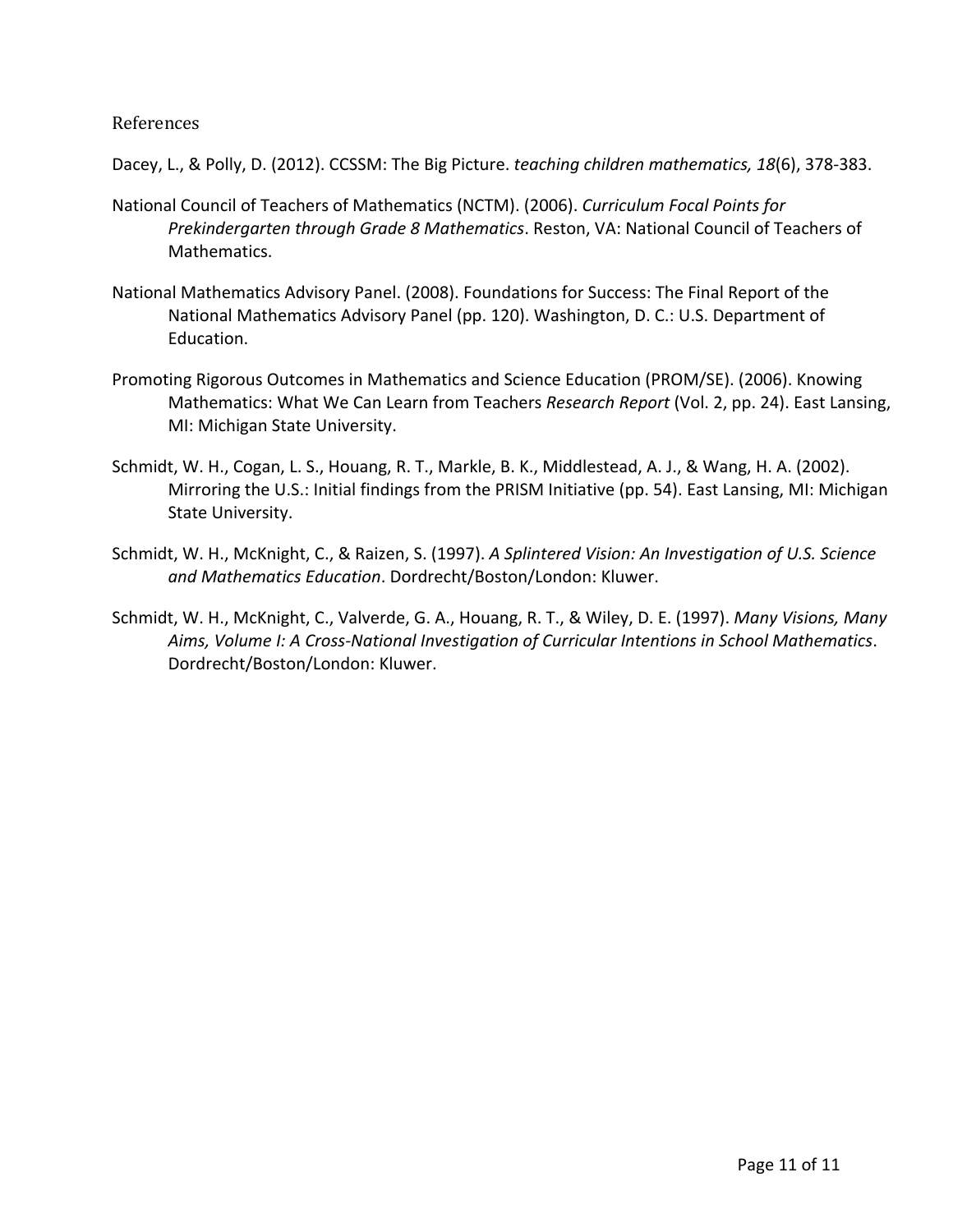References

Dacey, L., & Polly, D. (2012). CCSSM: The Big Picture. *teaching children mathematics, 18*(6), 378-383.

National Council of Teachers of Mathematics (NCTM). (2006). *Curriculum Focal Points for Prekindergarten through Grade 8 Mathematics*. Reston, VA: National Council of Teachers of Mathematics.

National Mathematics Advisory Panel. (2008). Foundations for Success: The Final Report of the National Mathematics Advisory Panel (pp. 120). Washington, D. C.: U.S. Department of Education.

Promoting Rigorous Outcomes in Mathematics and Science Education (PROM/SE). (2006). Knowing Mathematics: What We Can Learn from Teachers *Research Report* (Vol. 2, pp. 24). East Lansing, MI: Michigan State University.

Schmidt, W. H., Cogan, L. S., Houang, R. T., Markle, B. K., Middlestead, A. J., & Wang, H. A. (2002). Mirroring the U.S.: Initial findings from the PRISM Initiative (pp. 54). East Lansing, MI: Michigan State University.

Schmidt, W. H., McKnight, C., & Raizen, S. (1997). *A Splintered Vision: An Investigation of U.S. Science and Mathematics Education*. Dordrecht/Boston/London: Kluwer.

Schmidt, W. H., McKnight, C., Valverde, G. A., Houang, R. T., & Wiley, D. E. (1997). *Many Visions, Many Aims, Volume I: A Cross-National Investigation of Curricular Intentions in School Mathematics*. Dordrecht/Boston/London: Kluwer.